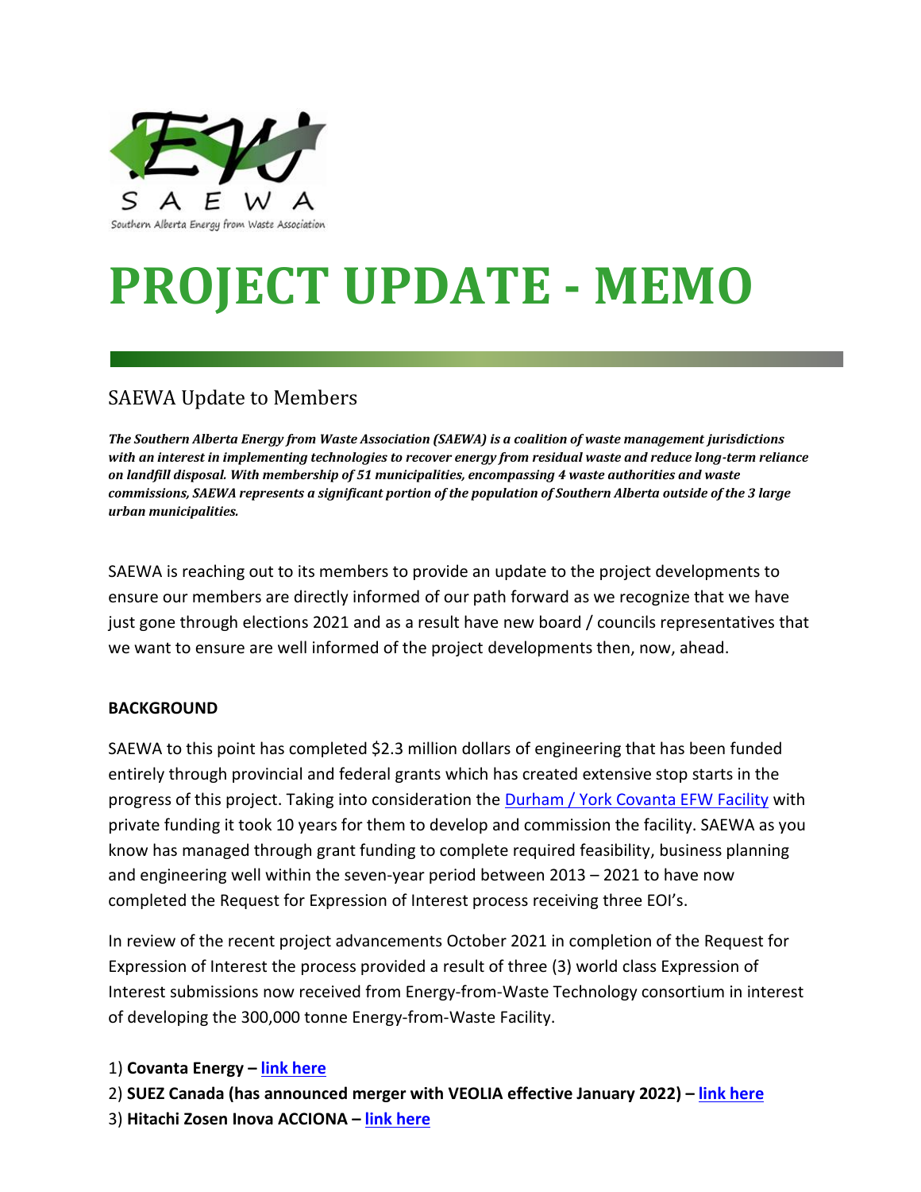SAEWA

Southern Alberta Energy from Waste Association

# PROJECT UPDATE - MEMO

## SAEWA Update to Members

***The Southern Alberta Energy from Waste Association (SAEWA) is a coalition of waste management jurisdictions with an interest in implementing technologies to recover energy from residual waste and reduce long-term reliance on landfill disposal. With membership of 51 municipalities, encompassing 4 waste authorities and waste commissions, SAEWA represents a significant portion of the population of Southern Alberta outside of the 3 large urban municipalities.***

SAEWA is reaching out to its members to provide an update to the project developments to ensure our members are directly informed of our path forward as we recognize that we have just gone through elections 2021 and as a result have new board / councils representatives that we want to ensure are well informed of the project developments then, now, ahead.

**BACKGROUND**

SAEWA to this point has completed $2.3 million dollars of engineering that has been funded entirely through provincial and federal grants which has created extensive stop starts in the progress of this project. Taking into consideration the Durham / York Covanta EFW Facility with private funding it took 10 years for them to develop and commission the facility. SAEWA as you know has managed through grant funding to complete required feasibility, business planning and engineering well within the seven-year period between 2013 – 2021 to have now completed the Request for Expression of Interest process receiving three EOI's.

In review of the recent project advancements October 2021 in completion of the Request for Expression of Interest the process provided a result of three (3) world class Expression of Interest submissions now received from Energy-from-Waste Technology consortium in interest of developing the 300,000 tonne Energy-from-Waste Facility.

1) **Covanta Energy – link here**
2) **SUEZ Canada (has announced merger with VEOLIA effective January 2022) – link here**
3) **Hitachi Zosen Inova ACCIONA – link here**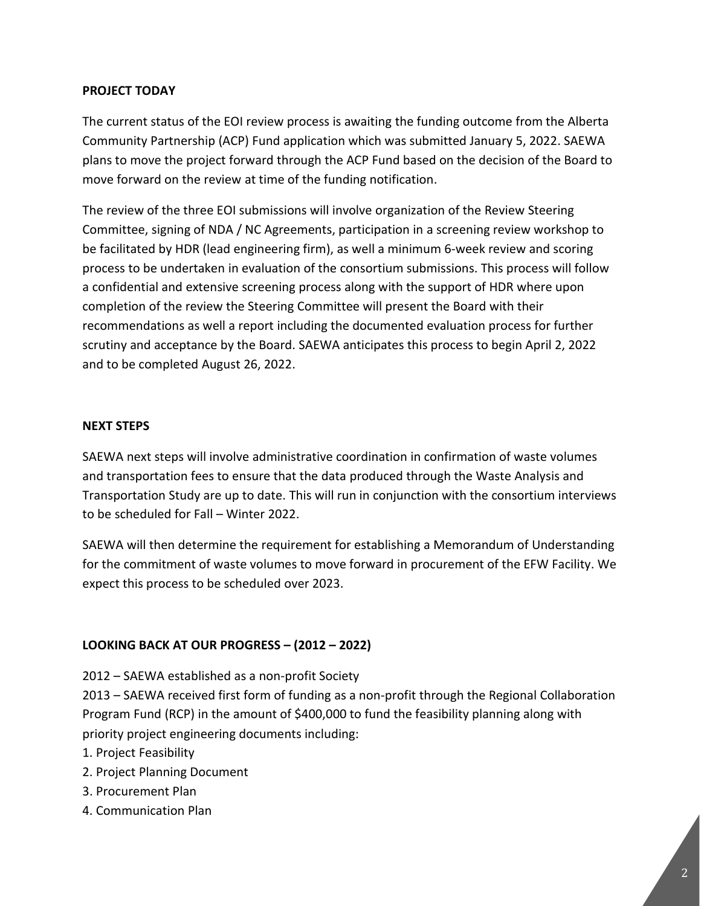## PROJECT TODAY

The current status of the EOI review process is awaiting the funding outcome from the Alberta Community Partnership (ACP) Fund application which was submitted January 5, 2022. SAEWA plans to move the project forward through the ACP Fund based on the decision of the Board to move forward on the review at time of the funding notification.

The review of the three EOI submissions will involve organization of the Review Steering Committee, signing of NDA / NC Agreements, participation in a screening review workshop to be facilitated by HDR (lead engineering firm), as well a minimum 6-week review and scoring process to be undertaken in evaluation of the consortium submissions. This process will follow a confidential and extensive screening process along with the support of HDR where upon completion of the review the Steering Committee will present the Board with their recommendations as well a report including the documented evaluation process for further scrutiny and acceptance by the Board. SAEWA anticipates this process to begin April 2, 2022 and to be completed August 26, 2022.

## NEXT STEPS

SAEWA next steps will involve administrative coordination in confirmation of waste volumes and transportation fees to ensure that the data produced through the Waste Analysis and Transportation Study are up to date. This will run in conjunction with the consortium interviews to be scheduled for Fall – Winter 2022.

SAEWA will then determine the requirement for establishing a Memorandum of Understanding for the commitment of waste volumes to move forward in procurement of the EFW Facility. We expect this process to be scheduled over 2023.

## LOOKING BACK AT OUR PROGRESS – (2012 – 2022)

2012 – SAEWA established as a non-profit Society

2013 – SAEWA received first form of funding as a non-profit through the Regional Collaboration Program Fund (RCP) in the amount of $400,000 to fund the feasibility planning along with priority project engineering documents including:

1. Project Feasibility
2. Project Planning Document
3. Procurement Plan
4. Communication Plan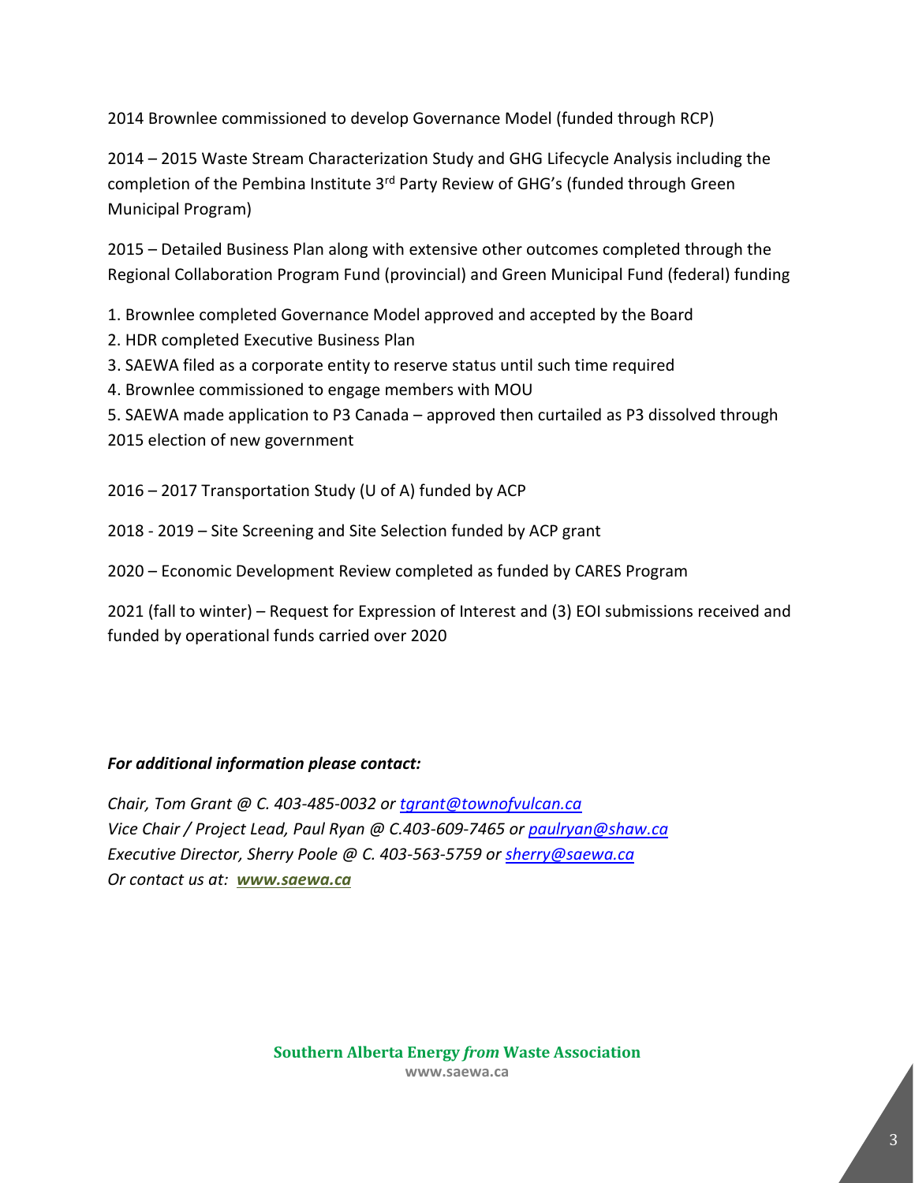2014 Brownlee commissioned to develop Governance Model (funded through RCP)

2014 – 2015 Waste Stream Characterization Study and GHG Lifecycle Analysis including the completion of the Pembina Institute 3rd Party Review of GHG's (funded through Green Municipal Program)

2015 – Detailed Business Plan along with extensive other outcomes completed through the Regional Collaboration Program Fund (provincial) and Green Municipal Fund (federal) funding

1. Brownlee completed Governance Model approved and accepted by the Board
2. HDR completed Executive Business Plan
3. SAEWA filed as a corporate entity to reserve status until such time required
4. Brownlee commissioned to engage members with MOU
5. SAEWA made application to P3 Canada – approved then curtailed as P3 dissolved through 2015 election of new government

2016 – 2017 Transportation Study (U of A) funded by ACP

2018 - 2019 – Site Screening and Site Selection funded by ACP grant

2020 – Economic Development Review completed as funded by CARES Program

2021 (fall to winter) – Request for Expression of Interest and (3) EOI submissions received and funded by operational funds carried over 2020

***For additional information please contact:***

*Chair, Tom Grant @ C. 403-485-0032 or [tgrant@townofvulcan.ca](mailto:tgrant@townofvulcan.ca)*
*Vice Chair / Project Lead, Paul Ryan @ C.403-609-7465 or [paulryan@shaw.ca](mailto:paulryan@shaw.ca)*
*Executive Director, Sherry Poole @ C. 403-563-5759 or [sherry@saewa.ca](mailto:sherry@saewa.ca)*
*Or contact us at:* ***[www.saewa.ca](http://www.saewa.ca)***